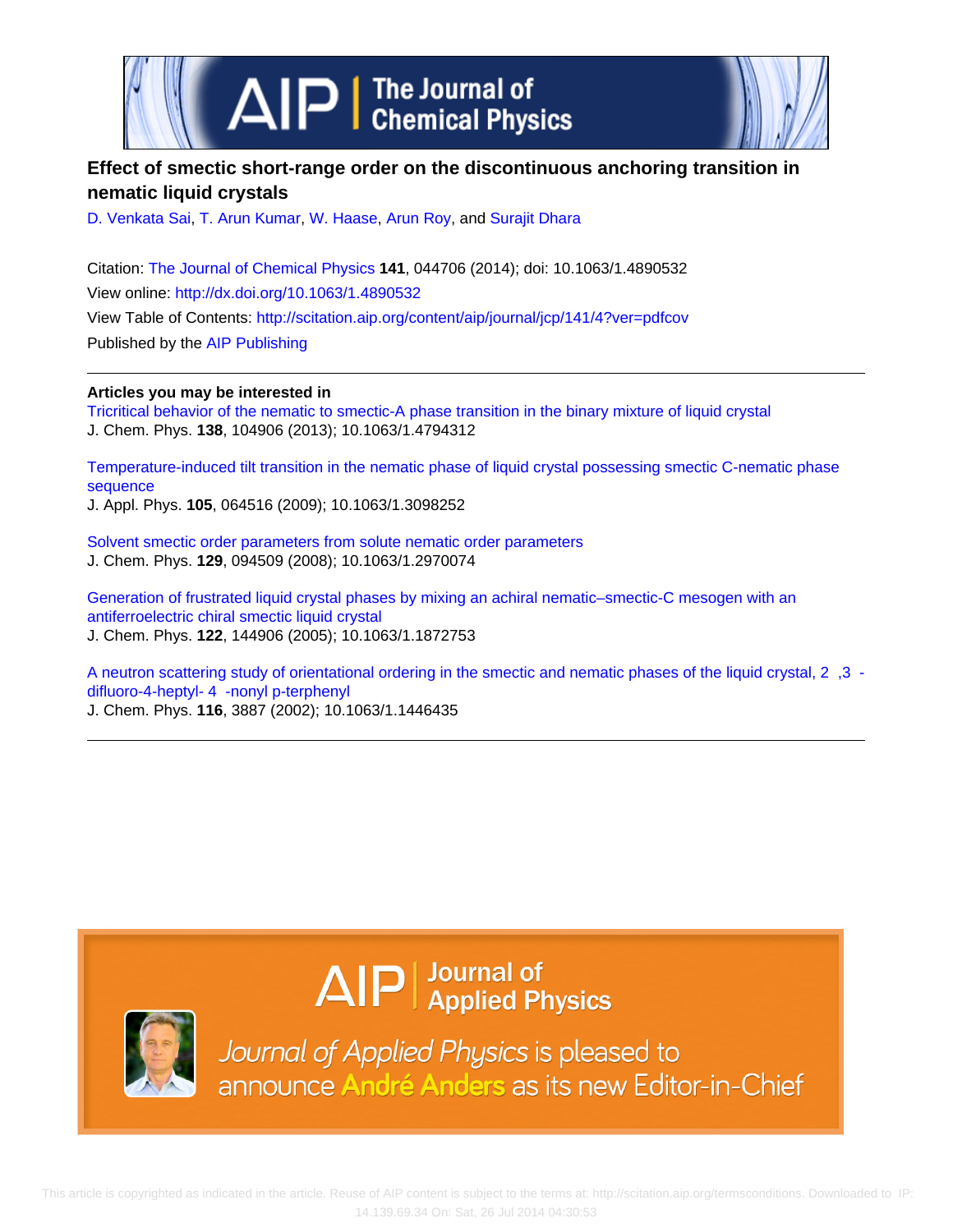# Effect of smectic short-range order on the discontinuous anchoring transition in nematic liquid crystals

D. Venkata Sai, T. Arun Kumar, W. Haase, Arun Roy, and Surajit Dhara

Citation: The Journal of Chemical Physics **141**, 044706 (2014); doi: 10.1063/1.4890532

View online: http://dx.doi.org/10.1063/1.4890532

View Table of Contents: http://scitation.aip.org/content/aip/journal/jcp/141/4?ver=pdfcov

Published by the AIP Publishing

---

**Articles you may be interested in**

Tricritical behavior of the nematic to smectic-A phase transition in the binary mixture of liquid crystal
J. Chem. Phys. **138**, 104906 (2013); 10.1063/1.4794312

Temperature-induced tilt transition in the nematic phase of liquid crystal possessing smectic C-nematic phase sequence
J. Appl. Phys. **105**, 064516 (2009); 10.1063/1.3098252

Solvent smectic order parameters from solute nematic order parameters
J. Chem. Phys. **129**, 094509 (2008); 10.1063/1.2970074

Generation of frustrated liquid crystal phases by mixing an achiral nematic–smectic-C mesogen with an antiferroelectric chiral smectic liquid crystal
J. Chem. Phys. **122**, 144906 (2005); 10.1063/1.1872753

A neutron scattering study of orientational ordering in the smectic and nematic phases of the liquid crystal, 2 ,3 -difluoro-4-heptyl- 4 -nonyl p-terphenyl
J. Chem. Phys. **116**, 3887 (2002); 10.1063/1.1446435

---

This article is copyrighted as indicated in the article. Reuse of AIP content is subject to the terms at: http://scitation.aip.org/termsconditions. Downloaded to IP: 14.139.69.34 On: Sat, 26 Jul 2014 04:30:53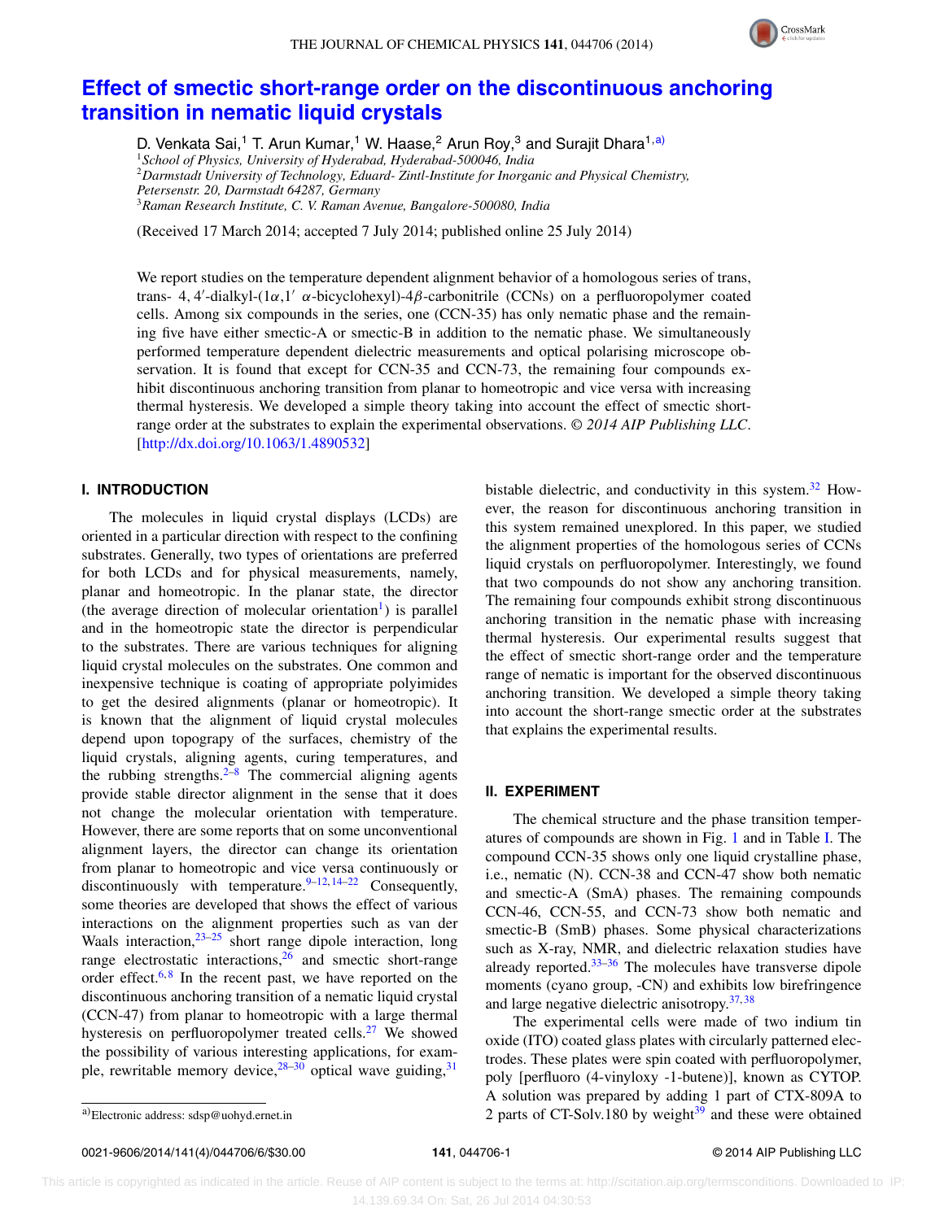# Effect of smectic short-range order on the discontinuous anchoring transition in nematic liquid crystals

D. Venkata Sai,[1] T. Arun Kumar,[1] W. Haase,[2] Arun Roy,[3] and Surajit Dhara[1,a)]

[1]*School of Physics, University of Hyderabad, Hyderabad-500046, India*
[2]*Darmstadt University of Technology, Eduard- Zintl-Institute for Inorganic and Physical Chemistry, Petersenstr. 20, Darmstadt 64287, Germany*
[3]*Raman Research Institute, C. V. Raman Avenue, Bangalore-500080, India*

(Received 17 March 2014; accepted 7 July 2014; published online 25 July 2014)

We report studies on the temperature dependent alignment behavior of a homologous series of trans, trans- 4, 4′-dialkyl-(1α,1′ α-bicyclohexyl)-4β-carbonitrile (CCNs) on a perfluoropolymer coated cells. Among six compounds in the series, one (CCN-35) has only nematic phase and the remaining five have either smectic-A or smectic-B in addition to the nematic phase. We simultaneously performed temperature dependent dielectric measurements and optical polarising microscope observation. It is found that except for CCN-35 and CCN-73, the remaining four compounds exhibit discontinuous anchoring transition from planar to homeotropic and vice versa with increasing thermal hysteresis. We developed a simple theory taking into account the effect of smectic short-range order at the substrates to explain the experimental observations. © *2014 AIP Publishing LLC*. [http://dx.doi.org/10.1063/1.4890532]

## I. INTRODUCTION

The molecules in liquid crystal displays (LCDs) are oriented in a particular direction with respect to the confining substrates. Generally, two types of orientations are preferred for both LCDs and for physical measurements, namely, planar and homeotropic. In the planar state, the director (the average direction of molecular orientation[1]) is parallel and in the homeotropic state the director is perpendicular to the substrates. There are various techniques for aligning liquid crystal molecules on the substrates. One common and inexpensive technique is coating of appropriate polyimides to get the desired alignments (planar or homeotropic). It is known that the alignment of liquid crystal molecules depend upon topograpy of the surfaces, chemistry of the liquid crystals, aligning agents, curing temperatures, and the rubbing strengths.[2–8] The commercial aligning agents provide stable director alignment in the sense that it does not change the molecular orientation with temperature. However, there are some reports that on some unconventional alignment layers, the director can change its orientation from planar to homeotropic and vice versa continuously or discontinuously with temperature.[9–12,14–22] Consequently, some theories are developed that shows the effect of various interactions on the alignment properties such as van der Waals interaction,[23–25] short range dipole interaction, long range electrostatic interactions,[26] and smectic short-range order effect.[6,8] In the recent past, we have reported on the discontinuous anchoring transition of a nematic liquid crystal (CCN-47) from planar to homeotropic with a large thermal hysteresis on perfluoropolymer treated cells.[27] We showed the possibility of various interesting applications, for example, rewritable memory device,[28–30] optical wave guiding,[31] bistable dielectric, and conductivity in this system.[32] However, the reason for discontinuous anchoring transition in this system remained unexplored. In this paper, we studied the alignment properties of the homologous series of CCNs liquid crystals on perfluoropolymer. Interestingly, we found that two compounds do not show any anchoring transition. The remaining four compounds exhibit strong discontinuous anchoring transition in the nematic phase with increasing thermal hysteresis. Our experimental results suggest that the effect of smectic short-range order and the temperature range of nematic is important for the observed discontinuous anchoring transition. We developed a simple theory taking into account the short-range smectic order at the substrates that explains the experimental results.

## II. EXPERIMENT

The chemical structure and the phase transition temperatures of compounds are shown in Fig. 1 and in Table I. The compound CCN-35 shows only one liquid crystalline phase, i.e., nematic (N). CCN-38 and CCN-47 show both nematic and smectic-A (SmA) phases. The remaining compounds CCN-46, CCN-55, and CCN-73 show both nematic and smectic-B (SmB) phases. Some physical characterizations such as X-ray, NMR, and dielectric relaxation studies have already reported.[33–36] The molecules have transverse dipole moments (cyano group, -CN) and exhibits low birefringence and large negative dielectric anisotropy.[37,38]

The experimental cells were made of two indium tin oxide (ITO) coated glass plates with circularly patterned electrodes. These plates were spin coated with perfluoropolymer, poly [perfluoro (4-vinyloxy -1-butene)], known as CYTOP. A solution was prepared by adding 1 part of CTX-809A to 2 parts of CT-Solv.180 by weight[39] and these were obtained

a)Electronic address: sdsp@uohyd.ernet.in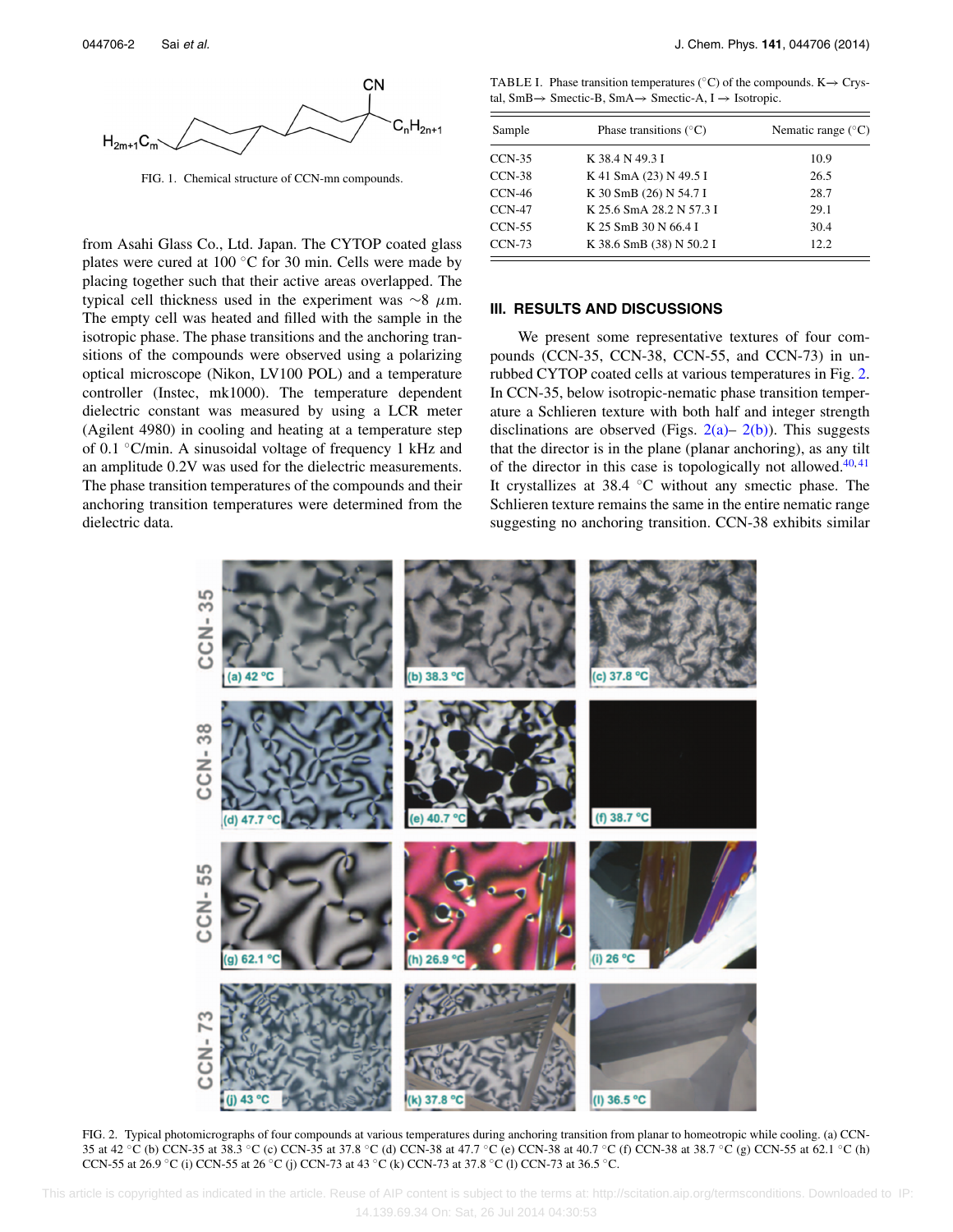FIG. 1. Chemical structure of CCN-mn compounds.

from Asahi Glass Co., Ltd. Japan. The CYTOP coated glass plates were cured at 100 °C for 30 min. Cells were made by placing together such that their active areas overlapped. The typical cell thickness used in the experiment was ~8 $\mu$m. The empty cell was heated and filled with the sample in the isotropic phase. The phase transitions and the anchoring transitions of the compounds were observed using a polarizing optical microscope (Nikon, LV100 POL) and a temperature controller (Instec, mk1000). The temperature dependent dielectric constant was measured by using a LCR meter (Agilent 4980) in cooling and heating at a temperature step of 0.1 °C/min. A sinusoidal voltage of frequency 1 kHz and an amplitude 0.2V was used for the dielectric measurements. The phase transition temperatures of the compounds and their anchoring transition temperatures were determined from the dielectric data.

TABLE I. Phase transition temperatures (°C) of the compounds. K→ Crystal, SmB→ Smectic-B, SmA→ Smectic-A, I → Isotropic.

| Sample | Phase transitions (°C) | Nematic range (°C) |
|---|---|---|
| CCN-35 | K 38.4 N 49.3 I | 10.9 |
| CCN-38 | K 41 SmA (23) N 49.5 I | 26.5 |
| CCN-46 | K 30 SmB (26) N 54.7 I | 28.7 |
| CCN-47 | K 25.6 SmA 28.2 N 57.3 I | 29.1 |
| CCN-55 | K 25 SmB 30 N 66.4 I | 30.4 |
| CCN-73 | K 38.6 SmB (38) N 50.2 I | 12.2 |

## III. RESULTS AND DISCUSSIONS

We present some representative textures of four compounds (CCN-35, CCN-38, CCN-55, and CCN-73) in unrubbed CYTOP coated cells at various temperatures in Fig. 2. In CCN-35, below isotropic-nematic phase transition temperature a Schlieren texture with both half and integer strength disclinations are observed (Figs. 2(a)– 2(b)). This suggests that the director is in the plane (planar anchoring), as any tilt of the director in this case is topologically not allowed.[40,41] It crystallizes at 38.4 °C without any smectic phase. The Schlieren texture remains the same in the entire nematic range suggesting no anchoring transition. CCN-38 exhibits similar

FIG. 2. Typical photomicrographs of four compounds at various temperatures during anchoring transition from planar to homeotropic while cooling. (a) CCN-35 at 42 °C (b) CCN-35 at 38.3 °C (c) CCN-35 at 37.8 °C (d) CCN-38 at 47.7 °C (e) CCN-38 at 40.7 °C (f) CCN-38 at 38.7 °C (g) CCN-55 at 62.1 °C (h) CCN-55 at 26.9 °C (i) CCN-55 at 26 °C (j) CCN-73 at 43 °C (k) CCN-73 at 37.8 °C (l) CCN-73 at 36.5 °C.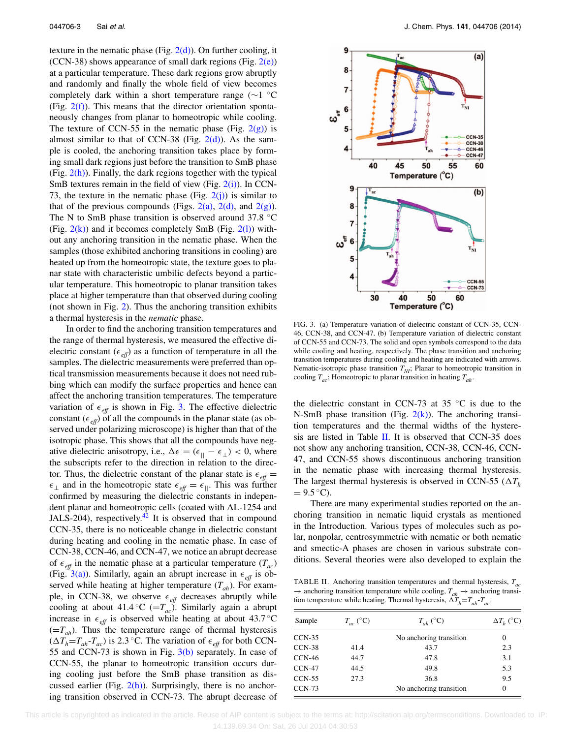texture in the nematic phase (Fig. 2(d)). On further cooling, it (CCN-38) shows appearance of small dark regions (Fig. 2(e)) at a particular temperature. These dark regions grow abruptly and randomly and finally the whole field of view becomes completely dark within a short temperature range (~1 °C (Fig. 2(f)). This means that the director orientation spontaneously changes from planar to homeotropic while cooling. The texture of CCN-55 in the nematic phase (Fig. 2(g)) is almost similar to that of CCN-38 (Fig. 2(d)). As the sample is cooled, the anchoring transition takes place by forming small dark regions just before the transition to SmB phase (Fig. 2(h)). Finally, the dark regions together with the typical SmB textures remain in the field of view (Fig. 2(i)). In CCN-73, the texture in the nematic phase (Fig. 2(j)) is similar to that of the previous compounds (Figs. 2(a), 2(d), and 2(g)). The N to SmB phase transition is observed around 37.8 °C (Fig. 2(k)) and it becomes completely SmB (Fig. 2(l)) without any anchoring transition in the nematic phase. When the samples (those exhibited anchoring transitions in cooling) are heated up from the homeotropic state, the texture goes to planar state with characteristic umbilic defects beyond a particular temperature. This homeotropic to planar transition takes place at higher temperature than that observed during cooling (not shown in Fig. 2). Thus the anchoring transition exhibits a thermal hysteresis in the *nematic* phase.

In order to find the anchoring transition temperatures and the range of thermal hysteresis, we measured the effective dielectric constant ($\epsilon_{eff}$) as a function of temperature in all the samples. The dielectric measurements were preferred than optical transmission measurements because it does not need rubbing which can modify the surface properties and hence can affect the anchoring transition temperatures. The temperature variation of $\epsilon_{eff}$ is shown in Fig. 3. The effective dielectric constant ($\epsilon_{eff}$) of all the compounds in the planar state (as observed under polarizing microscope) is higher than that of the isotropic phase. This shows that all the compounds have negative dielectric anisotropy, i.e., $\Delta\epsilon = (\epsilon_{||} - \epsilon_{\perp}) < 0$, where the subscripts refer to the direction in relation to the director. Thus, the dielectric constant of the planar state is $\epsilon_{eff} = \epsilon_{\perp}$ and in the homeotropic state $\epsilon_{eff} = \epsilon_{||}$. This was further confirmed by measuring the dielectric constants in independent planar and homeotropic cells (coated with AL-1254 and JALS-204), respectively.[42] It is observed that in compound CCN-35, there is no noticeable change in dielectric constant during heating and cooling in the nematic phase. In case of CCN-38, CCN-46, and CCN-47, we notice an abrupt decrease of $\epsilon_{eff}$ in the nematic phase at a particular temperature ($T_{ac}$) (Fig. 3(a)). Similarly, again an abrupt increase in $\epsilon_{eff}$ is observed while heating at higher temperature ($T_{ah}$). For example, in CCN-38, we observe $\epsilon_{eff}$ decreases abruptly while cooling at about 41.4 °C (=$T_{ac}$). Similarly again a abrupt increase in $\epsilon_{eff}$ is observed while heating at about 43.7 °C (=$T_{ah}$). Thus the temperature range of thermal hysteresis ($\Delta T_h$=$T_{ah}$-$T_{ac}$) is 2.3 °C. The variation of $\epsilon_{eff}$ for both CCN-55 and CCN-73 is shown in Fig. 3(b) separately. In case of CCN-55, the planar to homeotropic transition occurs during cooling just before the SmB phase transition as discussed earlier (Fig. 2(h)). Surprisingly, there is no anchoring transition observed in CCN-73. The abrupt decrease of the dielectric constant in CCN-73 at 35 °C is due to the N-SmB phase transition (Fig. 2(k)). The anchoring transition temperatures and the thermal widths of the hysteresis are listed in Table II. It is observed that CCN-35 does not show any anchoring transition, CCN-38, CCN-46, CCN-47, and CCN-55 shows discontinuous anchoring transition in the nematic phase with increasing thermal hysteresis. The largest thermal hysteresis is observed in CCN-55 ($\Delta T_h$ = 9.5 °C).

FIG. 3. (a) Temperature variation of dielectric constant of CCN-35, CCN-46, CCN-38, and CCN-47. (b) Temperature variation of dielectric constant of CCN-55 and CCN-73. The solid and open symbols correspond to the data while cooling and heating, respectively. The phase transition and anchoring transition temperatures during cooling and heating are indicated with arrows. Nematic-isotropic phase transition $T_{NI}$; Planar to homeotropic transition in cooling $T_{ac}$; Homeotropic to planar transition in heating $T_{ah}$.

There are many experimental studies reported on the anchoring transition in nematic liquid crystals as mentioned in the Introduction. Various types of molecules such as polar, nonpolar, centrosymmetric with nematic or both nematic and smectic-A phases are chosen in various substrate conditions. Several theories were also developed to explain the

TABLE II. Anchoring transition temperatures and thermal hysteresis, $T_{ac}$ → anchoring transition temperature while cooling, $T_{ah}$ → anchoring transition temperature while heating. Thermal hysteresis, $\Delta T_h$=$T_{ah}$-$T_{ac}$.

| Sample | $T_{ac}$ (°C) | $T_{ah}$ (°C) | $\Delta T_h$ (°C) |
|---|---|---|---|
| CCN-35 | No anchoring transition | | 0 |
| CCN-38 | 41.4 | 43.7 | 2.3 |
| CCN-46 | 44.7 | 47.8 | 3.1 |
| CCN-47 | 44.5 | 49.8 | 5.3 |
| CCN-55 | 27.3 | 36.8 | 9.5 |
| CCN-73 | No anchoring transition | | 0 |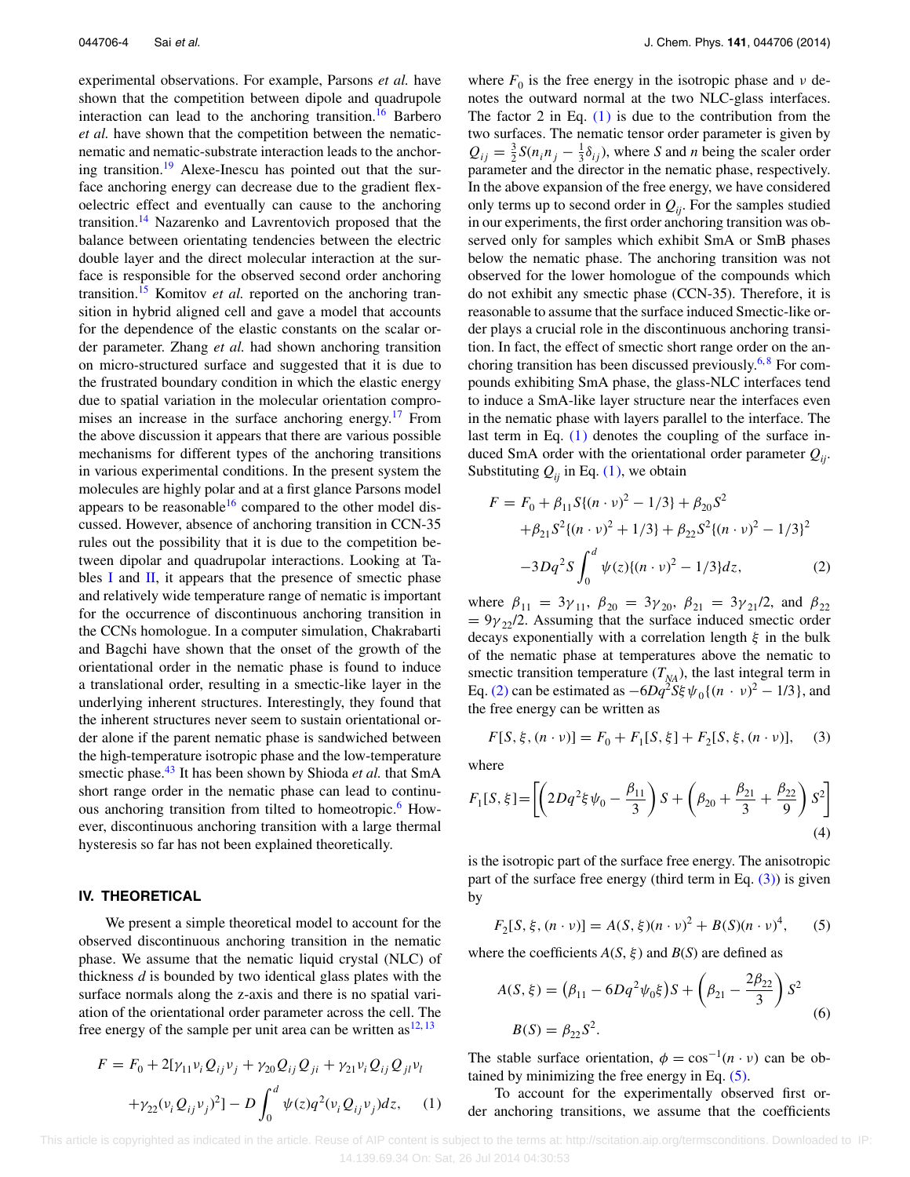experimental observations. For example, Parsons *et al.* have shown that the competition between dipole and quadrupole interaction can lead to the anchoring transition.[16] Barbero *et al.* have shown that the competition between the nematic-nematic and nematic-substrate interaction leads to the anchoring transition.[19] Alexe-Inescu has pointed out that the surface anchoring energy can decrease due to the gradient flexoelectric effect and eventually can cause to the anchoring transition.[14] Nazarenko and Lavrentovich proposed that the balance between orientating tendencies between the electric double layer and the direct molecular interaction at the surface is responsible for the observed second order anchoring transition.[15] Komitov *et al.* reported on the anchoring transition in hybrid aligned cell and gave a model that accounts for the dependence of the elastic constants on the scalar order parameter. Zhang *et al.* had shown anchoring transition on micro-structured surface and suggested that it is due to the frustrated boundary condition in which the elastic energy due to spatial variation in the molecular orientation compromises an increase in the surface anchoring energy.[17] From the above discussion it appears that there are various possible mechanisms for different types of the anchoring transitions in various experimental conditions. In the present system the molecules are highly polar and at a first glance Parsons model appears to be reasonable[16] compared to the other model discussed. However, absence of anchoring transition in CCN-35 rules out the possibility that it is due to the competition between dipolar and quadrupolar interactions. Looking at Tables I and II, it appears that the presence of smectic phase and relatively wide temperature range of nematic is important for the occurrence of discontinuous anchoring transition in the CCNs homologue. In a computer simulation, Chakrabarti and Bagchi have shown that the onset of the growth of the orientational order in the nematic phase is found to induce a translational order, resulting in a smectic-like layer in the underlying inherent structures. Interestingly, they found that the inherent structures never seem to sustain orientational order alone if the parent nematic phase is sandwiched between the high-temperature isotropic phase and the low-temperature smectic phase.[43] It has been shown by Shioda *et al.* that SmA short range order in the nematic phase can lead to continuous anchoring transition from tilted to homeotropic.[6] However, discontinuous anchoring transition with a large thermal hysteresis so far has not been explained theoretically.

## IV. THEORETICAL

We present a simple theoretical model to account for the observed discontinuous anchoring transition in the nematic phase. We assume that the nematic liquid crystal (NLC) of thickness $d$ is bounded by two identical glass plates with the surface normals along the z-axis and there is no spatial variation of the orientational order parameter across the cell. The free energy of the sample per unit area can be written as[12,13]

$$F = F_0 + 2[\gamma_{11}\nu_i Q_{ij}\nu_j + \gamma_{20}Q_{ij}Q_{ji} + \gamma_{21}\nu_i Q_{ij}Q_{jl}\nu_l + \gamma_{22}(\nu_i Q_{ij}\nu_j)^2] - D\int_0^d \psi(z)q^2(\nu_i Q_{ij}\nu_j)dz, \qquad (1)$$

where $F_0$ is the free energy in the isotropic phase and $\nu$ denotes the outward normal at the two NLC-glass interfaces. The factor 2 in Eq. (1) is due to the contribution from the two surfaces. The nematic tensor order parameter is given by $Q_{ij} = \frac{3}{2}S(n_i n_j - \frac{1}{3}\delta_{ij})$, where $S$ and $n$ being the scaler order parameter and the director in the nematic phase, respectively. In the above expansion of the free energy, we have considered only terms up to second order in $Q_{ij}$. For the samples studied in our experiments, the first order anchoring transition was observed only for samples which exhibit SmA or SmB phases below the nematic phase. The anchoring transition was not observed for the lower homologue of the compounds which do not exhibit any smectic phase (CCN-35). Therefore, it is reasonable to assume that the surface induced Smectic-like order plays a crucial role in the discontinuous anchoring transition. In fact, the effect of smectic short range order on the anchoring transition has been discussed previously.[6,8] For compounds exhibiting SmA phase, the glass-NLC interfaces tend to induce a SmA-like layer structure near the interfaces even in the nematic phase with layers parallel to the interface. The last term in Eq. (1) denotes the coupling of the surface induced SmA order with the orientational order parameter $Q_{ij}$. Substituting $Q_{ij}$ in Eq. (1), we obtain

$$F = F_0 + \beta_{11}S\{(n\cdot\nu)^2 - 1/3\} + \beta_{20}S^2 + \beta_{21}S^2\{(n\cdot\nu)^2 + 1/3\} + \beta_{22}S^2\{(n\cdot\nu)^2 - 1/3\}^2 - 3Dq^2S\int_0^d \psi(z)\{(n\cdot\nu)^2 - 1/3\}dz, \qquad (2)$$

where $\beta_{11} = 3\gamma_{11}$, $\beta_{20} = 3\gamma_{20}$, $\beta_{21} = 3\gamma_{21}/2$, and $\beta_{22} = 9\gamma_{22}/2$. Assuming that the surface induced smectic order decays exponentially with a correlation length $\xi$ in the bulk of the nematic phase at temperatures above the nematic to smectic transition temperature ($T_{NA}$), the last integral term in Eq. (2) can be estimated as $-6Dq^2S\xi\psi_0\{(n\cdot\nu)^2 - 1/3\}$, and the free energy can be written as

$$F[S,\xi,(n\cdot\nu)] = F_0 + F_1[S,\xi] + F_2[S,\xi,(n\cdot\nu)], \qquad (3)$$

where

$$F_1[S,\xi] = \left[\left(2Dq^2\xi\psi_0 - \frac{\beta_{11}}{3}\right)S + \left(\beta_{20} + \frac{\beta_{21}}{3} + \frac{\beta_{22}}{9}\right)S^2\right] \qquad (4)$$

is the isotropic part of the surface free energy. The anisotropic part of the surface free energy (third term in Eq. (3)) is given by

$$F_2[S,\xi,(n\cdot\nu)] = A(S,\xi)(n\cdot\nu)^2 + B(S)(n\cdot\nu)^4, \qquad (5)$$

where the coefficients $A(S,\xi)$ and $B(S)$ are defined as

$$A(S,\xi) = (\beta_{11} - 6Dq^2\psi_0\xi)S + \left(\beta_{21} - \frac{2\beta_{22}}{3}\right)S^2$$
$$B(S) = \beta_{22}S^2. \qquad (6)$$

The stable surface orientation, $\phi = \cos^{-1}(n\cdot\nu)$ can be obtained by minimizing the free energy in Eq. (5).

To account for the experimentally observed first order anchoring transitions, we assume that the coefficients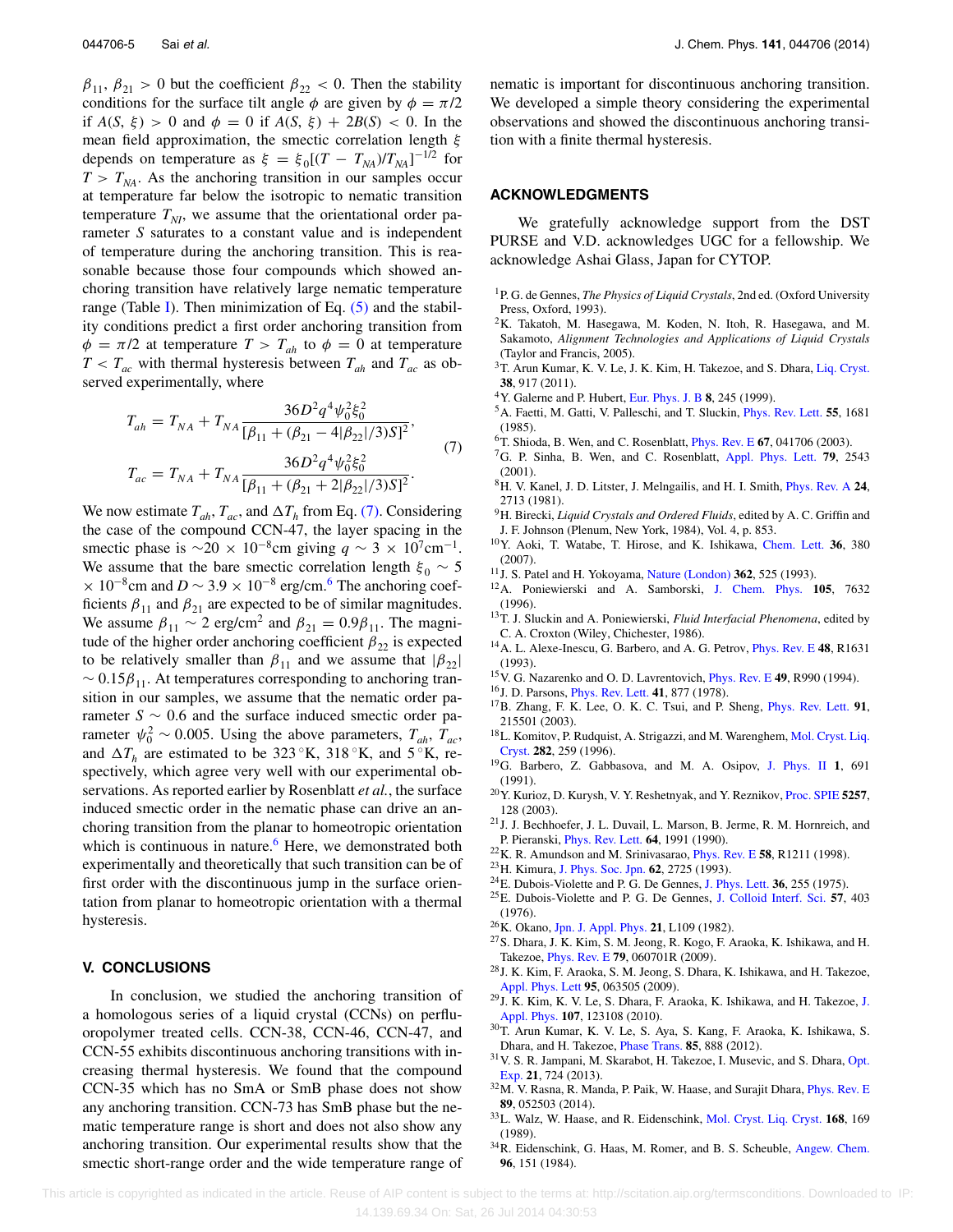$\beta_{11}$, $\beta_{21} > 0$ but the coefficient $\beta_{22} < 0$. Then the stability conditions for the surface tilt angle $\phi$ are given by $\phi = \pi/2$ if $A(S, \xi) > 0$ and $\phi = 0$ if $A(S, \xi) + 2B(S) < 0$. In the mean field approximation, the smectic correlation length $\xi$ depends on temperature as $\xi = \xi_0[(T - T_{NA})/T_{NA}]^{-1/2}$ for $T > T_{NA}$. As the anchoring transition in our samples occur at temperature far below the isotropic to nematic transition temperature $T_{NI}$, we assume that the orientational order parameter $S$ saturates to a constant value and is independent of temperature during the anchoring transition. This is reasonable because those four compounds which showed anchoring transition have relatively large nematic temperature range (Table I). Then minimization of Eq. (5) and the stability conditions predict a first order anchoring transition from $\phi = \pi/2$ at temperature $T > T_{ah}$ to $\phi = 0$ at temperature $T < T_{ac}$ with thermal hysteresis between $T_{ah}$ and $T_{ac}$ as observed experimentally, where

$$T_{ah} = T_{NA} + T_{NA}\frac{36D^2q^4\psi_0^2\xi_0^2}{[\beta_{11} + (\beta_{21} - 4|\beta_{22}|/3)S]^2},$$
$$T_{ac} = T_{NA} + T_{NA}\frac{36D^2q^4\psi_0^2\xi_0^2}{[\beta_{11} + (\beta_{21} + 2|\beta_{22}|/3)S]^2}. \tag{7}$$

We now estimate $T_{ah}$, $T_{ac}$, and $\Delta T_h$ from Eq. (7). Considering the case of the compound CCN-47, the layer spacing in the smectic phase is $\sim 20 \times 10^{-8}$cm giving $q \sim 3 \times 10^7$cm$^{-1}$. We assume that the bare smectic correlation length $\xi_0 \sim 5 \times 10^{-8}$cm and $D \sim 3.9 \times 10^{-8}$ erg/cm.[6] The anchoring coefficients $\beta_{11}$ and $\beta_{21}$ are expected to be of similar magnitudes. We assume $\beta_{11} \sim 2$ erg/cm$^2$ and $\beta_{21} = 0.9\beta_{11}$. The magnitude of the higher order anchoring coefficient $\beta_{22}$ is expected to be relatively smaller than $\beta_{11}$ and we assume that $|\beta_{22}| \sim 0.15\beta_{11}$. At temperatures corresponding to anchoring transition in our samples, we assume that the nematic order parameter $S \sim 0.6$ and the surface induced smectic order parameter $\psi_0^2 \sim 0.005$. Using the above parameters, $T_{ah}$, $T_{ac}$, and $\Delta T_h$ are estimated to be 323 °K, 318 °K, and 5 °K, respectively, which agree very well with our experimental observations. As reported earlier by Rosenblatt *et al.*, the surface induced smectic order in the nematic phase can drive an anchoring transition from the planar to homeotropic orientation which is continuous in nature.[6] Here, we demonstrated both experimentally and theoretically that such transition can be of first order with the discontinuous jump in the surface orientation from planar to homeotropic orientation with a thermal hysteresis.

## V. CONCLUSIONS

In conclusion, we studied the anchoring transition of a homologous series of a liquid crystal (CCNs) on perfluoropolymer treated cells. CCN-38, CCN-46, CCN-47, and CCN-55 exhibits discontinuous anchoring transitions with increasing thermal hysteresis. We found that the compound CCN-35 which has no SmA or SmB phase does not show any anchoring transition. CCN-73 has SmB phase but the nematic temperature range is short and does not also show any anchoring transition. Our experimental results show that the smectic short-range order and the wide temperature range of nematic is important for discontinuous anchoring transition. We developed a simple theory considering the experimental observations and showed the discontinuous anchoring transition with a finite thermal hysteresis.

## ACKNOWLEDGMENTS

We gratefully acknowledge support from the DST PURSE and V.D. acknowledges UGC for a fellowship. We acknowledge Ashai Glass, Japan for CYTOP.

[1] P. G. de Gennes, *The Physics of Liquid Crystals*, 2nd ed. (Oxford University Press, Oxford, 1993).
[2] K. Takatoh, M. Hasegawa, M. Koden, N. Itoh, R. Hasegawa, and M. Sakamoto, *Alignment Technologies and Applications of Liquid Crystals* (Taylor and Francis, 2005).
[3] T. Arun Kumar, K. V. Le, J. K. Kim, H. Takezoe, and S. Dhara, Liq. Cryst. **38**, 917 (2011).
[4] Y. Galerne and P. Hubert, Eur. Phys. J. B **8**, 245 (1999).
[5] A. Faetti, M. Gatti, V. Palleschi, and T. Sluckin, Phys. Rev. Lett. **55**, 1681 (1985).
[6] T. Shioda, B. Wen, and C. Rosenblatt, Phys. Rev. E **67**, 041706 (2003).
[7] G. P. Sinha, B. Wen, and C. Rosenblatt, Appl. Phys. Lett. **79**, 2543 (2001).
[8] H. V. Kanel, J. D. Litster, J. Melngailis, and H. I. Smith, Phys. Rev. A **24**, 2713 (1981).
[9] H. Birecki, *Liquid Crystals and Ordered Fluids*, edited by A. C. Griffin and J. F. Johnson (Plenum, New York, 1984), Vol. 4, p. 853.
[10] Y. Aoki, T. Watabe, T. Hirose, and K. Ishikawa, Chem. Lett. **36**, 380 (2007).
[11] J. S. Patel and H. Yokoyama, Nature (London) **362**, 525 (1993).
[12] A. Poniewierski and A. Samborski, J. Chem. Phys. **105**, 7632 (1996).
[13] T. J. Sluckin and A. Poniewierski, *Fluid Interfacial Phenomena*, edited by C. A. Croxton (Wiley, Chichester, 1986).
[14] A. L. Alexe-Inescu, G. Barbero, and A. G. Petrov, Phys. Rev. E **48**, R1631 (1993).
[15] V. G. Nazarenko and O. D. Lavrentovich, Phys. Rev. E **49**, R990 (1994).
[16] J. D. Parsons, Phys. Rev. Lett. **41**, 877 (1978).
[17] B. Zhang, F. K. Lee, O. K. C. Tsui, and P. Sheng, Phys. Rev. Lett. **91**, 215501 (2003).
[18] L. Komitov, P. Rudquist, A. Strigazzi, and M. Warenghem, Mol. Cryst. Liq. Cryst. **282**, 259 (1996).
[19] G. Barbero, Z. Gabbasova, and M. A. Osipov, J. Phys. II **1**, 691 (1991).
[20] Y. Kurioz, D. Kurysh, V. Y. Reshetnyak, and Y. Reznikov, Proc. SPIE **5257**, 128 (2003).
[21] J. J. Bechhoefer, J. L. Duvail, L. Marson, B. Jerme, R. M. Hornreich, and P. Pieranski, Phys. Rev. Lett. **64**, 1991 (1990).
[22] K. R. Amundson and M. Srinivasarao, Phys. Rev. E **58**, R1211 (1998).
[23] H. Kimura, J. Phys. Soc. Jpn. **62**, 2725 (1993).
[24] E. Dubois-Violette and P. G. De Gennes, J. Phys. Lett. **36**, 255 (1975).
[25] E. Dubois-Violette and P. G. De Gennes, J. Colloid Interf. Sci. **57**, 403 (1976).
[26] K. Okano, Jpn. J. Appl. Phys. **21**, L109 (1982).
[27] S. Dhara, J. K. Kim, S. M. Jeong, R. Kogo, F. Araoka, K. Ishikawa, and H. Takezoe, Phys. Rev. E **79**, 060701R (2009).
[28] J. K. Kim, F. Araoka, S. M. Jeong, S. Dhara, K. Ishikawa, and H. Takezoe, Appl. Phys. Lett **95**, 063505 (2009).
[29] J. K. Kim, K. V. Le, S. Dhara, F. Araoka, K. Ishikawa, and H. Takezoe, J. Appl. Phys. **107**, 123108 (2010).
[30] T. Arun Kumar, K. V. Le, S. Aya, S. Kang, F. Araoka, K. Ishikawa, S. Dhara, and H. Takezoe, Phase Trans. **85**, 888 (2012).
[31] V. S. R. Jampani, M. Skarabot, H. Takezoe, I. Musevic, and S. Dhara, Opt. Exp. **21**, 724 (2013).
[32] M. V. Rasna, R. Manda, P. Paik, W. Haase, and Surajit Dhara, Phys. Rev. E **89**, 052503 (2014).
[33] L. Walz, W. Haase, and R. Eidenschink, Mol. Cryst. Liq. Cryst. **168**, 169 (1989).
[34] R. Eidenschink, G. Haas, M. Romer, and B. S. Scheuble, Angew. Chem. **96**, 151 (1984).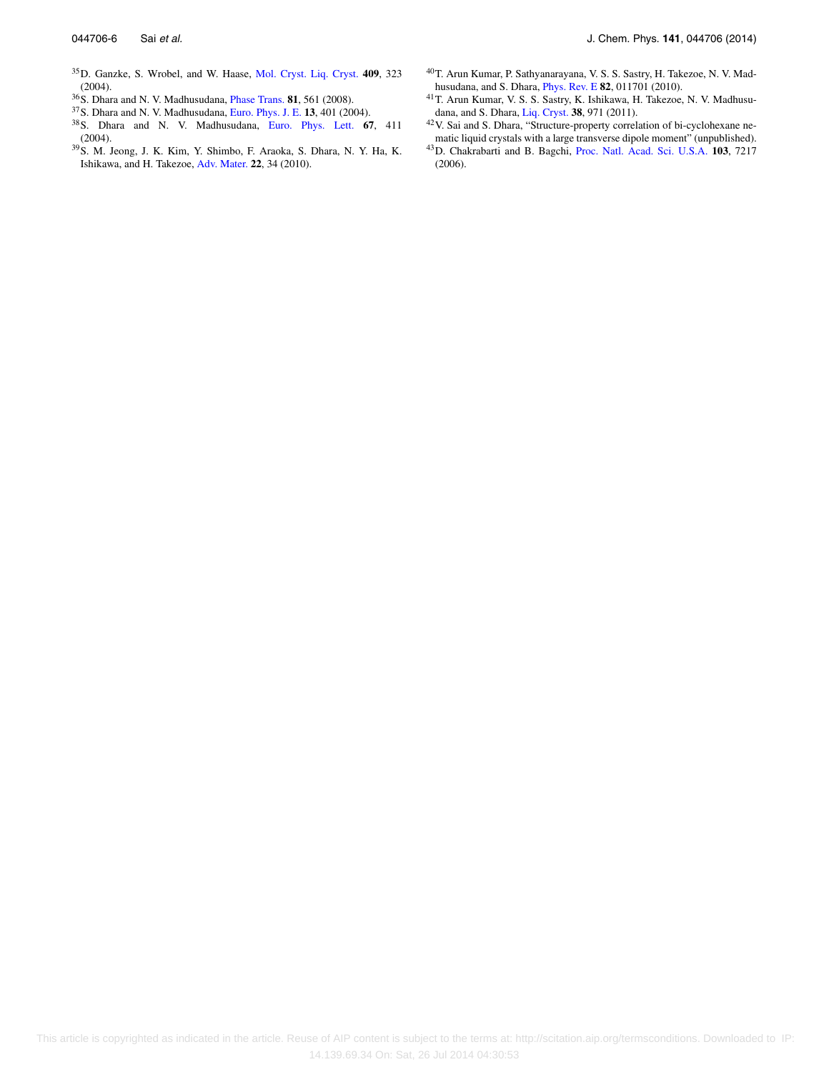[35] D. Ganzke, S. Wrobel, and W. Haase, Mol. Cryst. Liq. Cryst. **409**, 323 (2004).

[36] S. Dhara and N. V. Madhusudana, Phase Trans. **81**, 561 (2008).

[37] S. Dhara and N. V. Madhusudana, Euro. Phys. J. E. **13**, 401 (2004).

[38] S. Dhara and N. V. Madhusudana, Euro. Phys. Lett. **67**, 411 (2004).

[39] S. M. Jeong, J. K. Kim, Y. Shimbo, F. Araoka, S. Dhara, N. Y. Ha, K. Ishikawa, and H. Takezoe, Adv. Mater. **22**, 34 (2010).

[40] T. Arun Kumar, P. Sathyanarayana, V. S. S. Sastry, H. Takezoe, N. V. Madhusudana, and S. Dhara, Phys. Rev. E **82**, 011701 (2010).

[41] T. Arun Kumar, V. S. S. Sastry, K. Ishikawa, H. Takezoe, N. V. Madhusudana, and S. Dhara, Liq. Cryst. **38**, 971 (2011).

[42] V. Sai and S. Dhara, "Structure-property correlation of bi-cyclohexane nematic liquid crystals with a large transverse dipole moment" (unpublished).

[43] D. Chakrabarti and B. Bagchi, Proc. Natl. Acad. Sci. U.S.A. **103**, 7217 (2006).